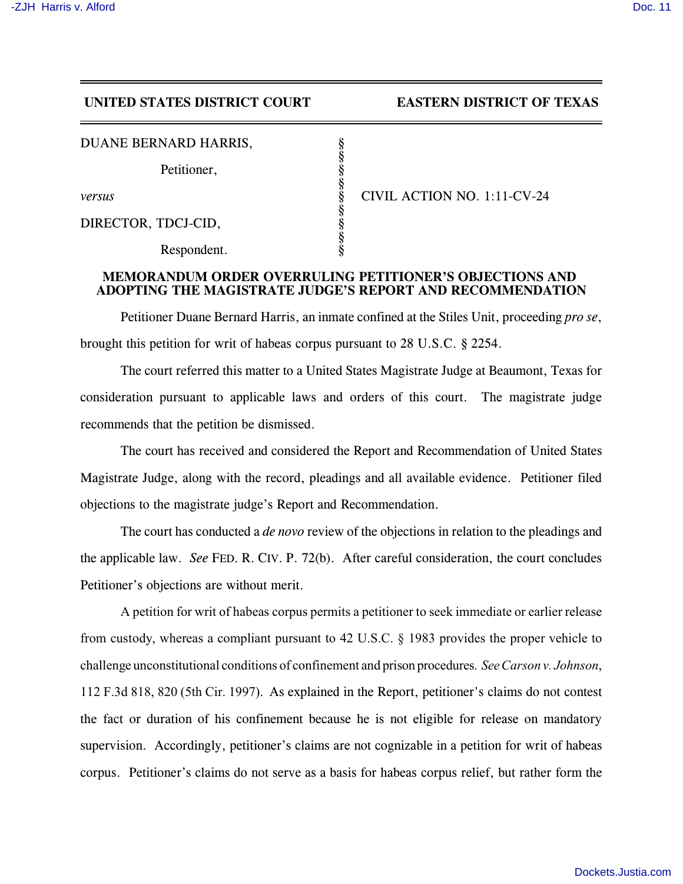**UNITED STATES DISTRICT COURT EASTERN DISTRICT OF TEXAS**

| | | |
|---|---|---|
| DUANE BERNARD HARRIS, | § | |
| Petitioner, | § | |
| *versus* | § | CIVIL ACTION NO. 1:11-CV-24 |
| DIRECTOR, TDCJ-CID, | § | |
| Respondent. | § | |

## MEMORANDUM ORDER OVERRULING PETITIONER'S OBJECTIONS AND ADOPTING THE MAGISTRATE JUDGE'S REPORT AND RECOMMENDATION

Petitioner Duane Bernard Harris, an inmate confined at the Stiles Unit, proceeding *pro se*, brought this petition for writ of habeas corpus pursuant to 28 U.S.C. § 2254.

The court referred this matter to a United States Magistrate Judge at Beaumont, Texas for consideration pursuant to applicable laws and orders of this court. The magistrate judge recommends that the petition be dismissed.

The court has received and considered the Report and Recommendation of United States Magistrate Judge, along with the record, pleadings and all available evidence. Petitioner filed objections to the magistrate judge's Report and Recommendation.

The court has conducted a *de novo* review of the objections in relation to the pleadings and the applicable law. *See* FED. R. CIV. P. 72(b). After careful consideration, the court concludes Petitioner's objections are without merit.

A petition for writ of habeas corpus permits a petitioner to seek immediate or earlier release from custody, whereas a compliant pursuant to 42 U.S.C. § 1983 provides the proper vehicle to challenge unconstitutional conditions of confinement and prison procedures. *See Carson v. Johnson*, 112 F.3d 818, 820 (5th Cir. 1997). As explained in the Report, petitioner's claims do not contest the fact or duration of his confinement because he is not eligible for release on mandatory supervision. Accordingly, petitioner's claims are not cognizable in a petition for writ of habeas corpus. Petitioner's claims do not serve as a basis for habeas corpus relief, but rather form the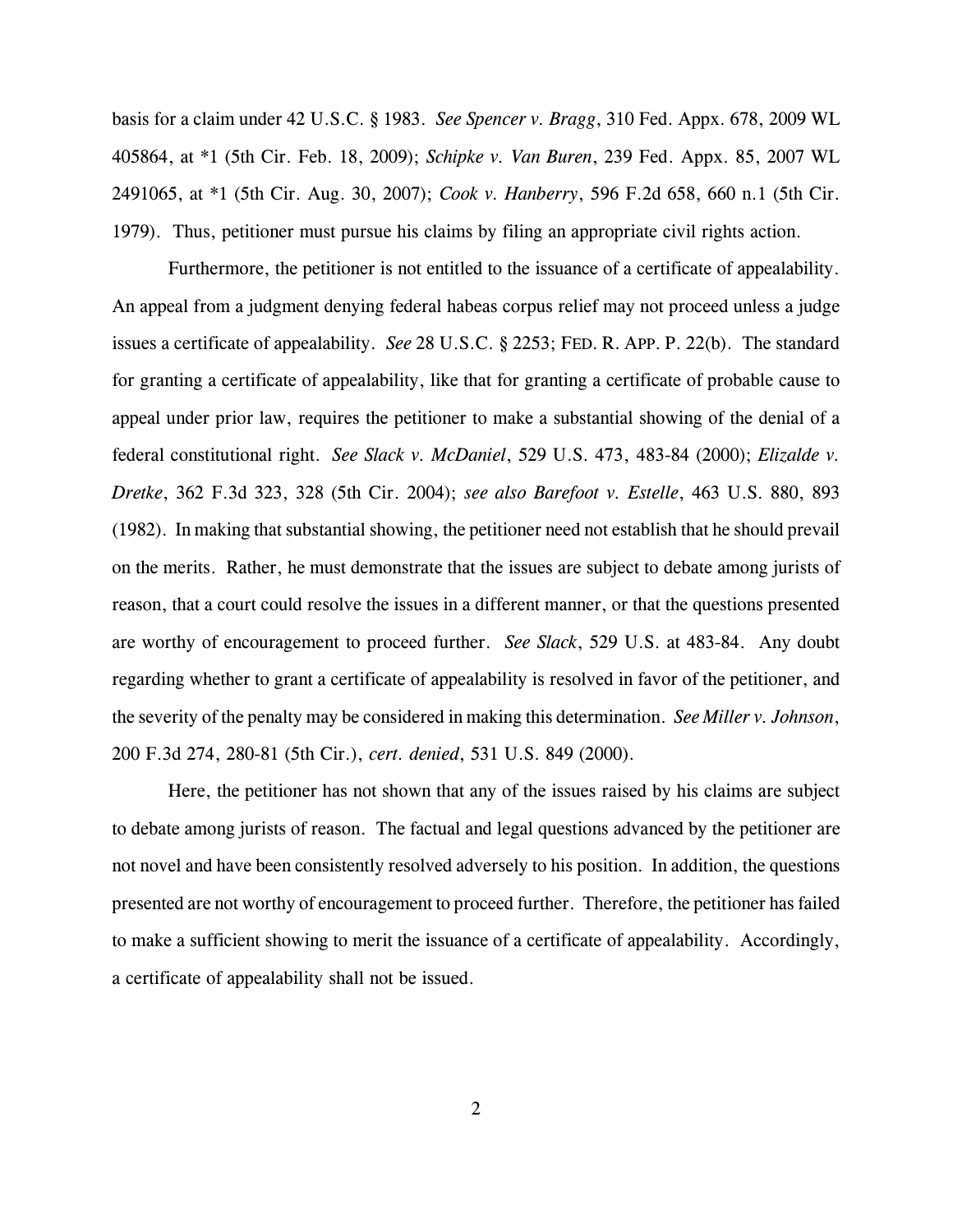basis for a claim under 42 U.S.C. § 1983. *See Spencer v. Bragg*, 310 Fed. Appx. 678, 2009 WL 405864, at *1 (5th Cir. Feb. 18, 2009); *Schipke v. Van Buren*, 239 Fed. Appx. 85, 2007 WL 2491065, at *1 (5th Cir. Aug. 30, 2007); *Cook v. Hanberry*, 596 F.2d 658, 660 n.1 (5th Cir. 1979). Thus, petitioner must pursue his claims by filing an appropriate civil rights action.

Furthermore, the petitioner is not entitled to the issuance of a certificate of appealability. An appeal from a judgment denying federal habeas corpus relief may not proceed unless a judge issues a certificate of appealability. *See* 28 U.S.C. § 2253; FED. R. APP. P. 22(b). The standard for granting a certificate of appealability, like that for granting a certificate of probable cause to appeal under prior law, requires the petitioner to make a substantial showing of the denial of a federal constitutional right. *See Slack v. McDaniel*, 529 U.S. 473, 483-84 (2000); *Elizalde v. Dretke*, 362 F.3d 323, 328 (5th Cir. 2004); *see also Barefoot v. Estelle*, 463 U.S. 880, 893 (1982). In making that substantial showing, the petitioner need not establish that he should prevail on the merits. Rather, he must demonstrate that the issues are subject to debate among jurists of reason, that a court could resolve the issues in a different manner, or that the questions presented are worthy of encouragement to proceed further. *See Slack*, 529 U.S. at 483-84. Any doubt regarding whether to grant a certificate of appealability is resolved in favor of the petitioner, and the severity of the penalty may be considered in making this determination. *See Miller v. Johnson*, 200 F.3d 274, 280-81 (5th Cir.), *cert. denied*, 531 U.S. 849 (2000).

Here, the petitioner has not shown that any of the issues raised by his claims are subject to debate among jurists of reason. The factual and legal questions advanced by the petitioner are not novel and have been consistently resolved adversely to his position. In addition, the questions presented are not worthy of encouragement to proceed further. Therefore, the petitioner has failed to make a sufficient showing to merit the issuance of a certificate of appealability. Accordingly, a certificate of appealability shall not be issued.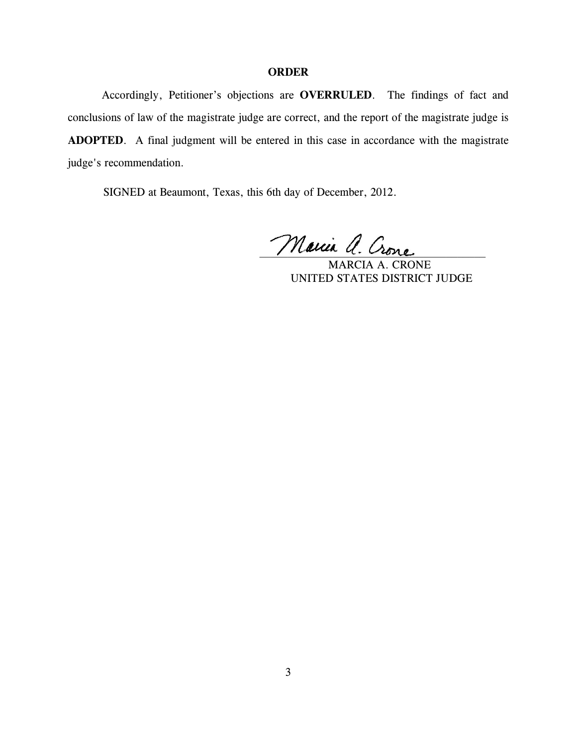## ORDER

Accordingly, Petitioner's objections are **OVERRULED**. The findings of fact and conclusions of law of the magistrate judge are correct, and the report of the magistrate judge is **ADOPTED**. A final judgment will be entered in this case in accordance with the magistrate judge's recommendation.

SIGNED at Beaumont, Texas, this 6th day of December, 2012.

Marcia A. Crone

MARCIA A. CRONE
UNITED STATES DISTRICT JUDGE